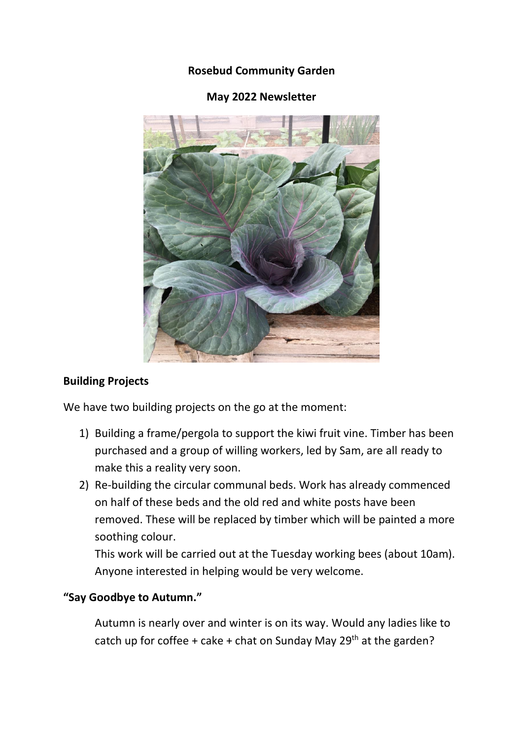**Rosebud Community Garden**

**May 2022 Newsletter**

## Building Projects

We have two building projects on the go at the moment:

1) Building a frame/pergola to support the kiwi fruit vine. Timber has been purchased and a group of willing workers, led by Sam, are all ready to make this a reality very soon.
2) Re-building the circular communal beds. Work has already commenced on half of these beds and the old red and white posts have been removed. These will be replaced by timber which will be painted a more soothing colour.
   This work will be carried out at the Tuesday working bees (about 10am). Anyone interested in helping would be very welcome.

## "Say Goodbye to Autumn."

Autumn is nearly over and winter is on its way. Would any ladies like to catch up for coffee + cake + chat on Sunday May 29th at the garden?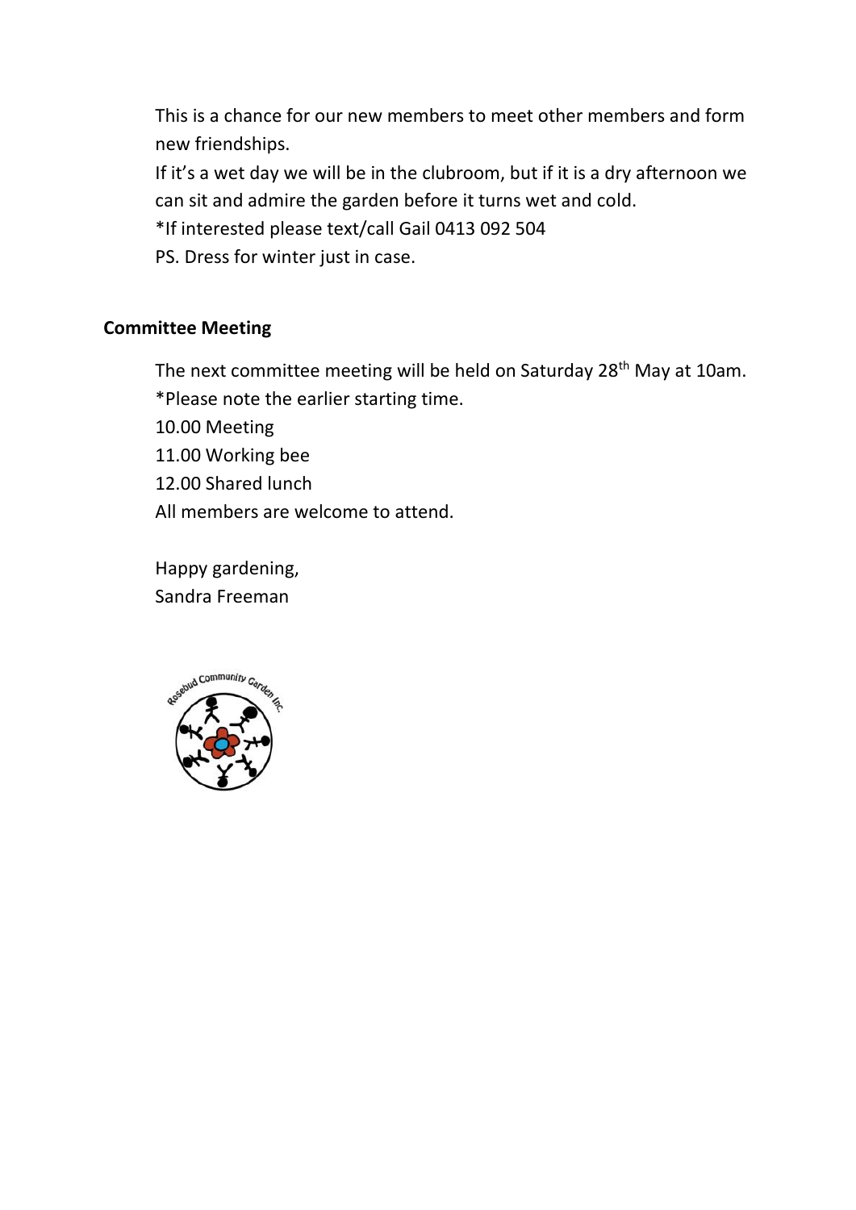This is a chance for our new members to meet other members and form new friendships.
If it's a wet day we will be in the clubroom, but if it is a dry afternoon we can sit and admire the garden before it turns wet and cold.
*If interested please text/call Gail 0413 092 504
PS. Dress for winter just in case.

**Committee Meeting**

The next committee meeting will be held on Saturday 28th May at 10am.
*Please note the earlier starting time.
10.00 Meeting
11.00 Working bee
12.00 Shared lunch
All members are welcome to attend.

Happy gardening,
Sandra Freeman